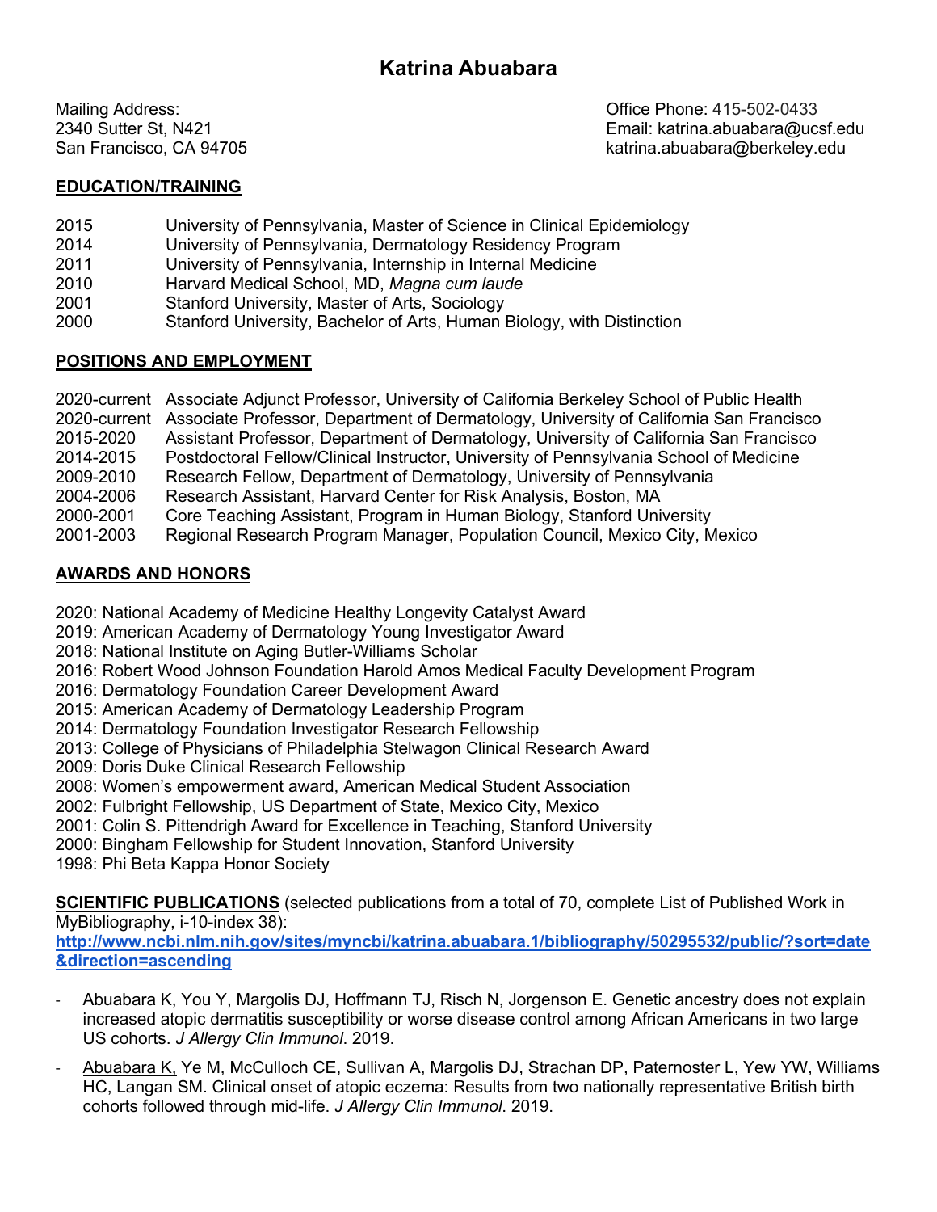# Katrina Abuabara

Mailing Address:
2340 Sutter St, N421
San Francisco, CA 94705

Office Phone: 415-502-0433
Email: katrina.abuabara@ucsf.edu
katrina.abuabara@berkeley.edu

## EDUCATION/TRAINING

2015 University of Pennsylvania, Master of Science in Clinical Epidemiology
2014 University of Pennsylvania, Dermatology Residency Program
2011 University of Pennsylvania, Internship in Internal Medicine
2010 Harvard Medical School, MD, *Magna cum laude*
2001 Stanford University, Master of Arts, Sociology
2000 Stanford University, Bachelor of Arts, Human Biology, with Distinction

## POSITIONS AND EMPLOYMENT

2020-current Associate Adjunct Professor, University of California Berkeley School of Public Health
2020-current Associate Professor, Department of Dermatology, University of California San Francisco
2015-2020 Assistant Professor, Department of Dermatology, University of California San Francisco
2014-2015 Postdoctoral Fellow/Clinical Instructor, University of Pennsylvania School of Medicine
2009-2010 Research Fellow, Department of Dermatology, University of Pennsylvania
2004-2006 Research Assistant, Harvard Center for Risk Analysis, Boston, MA
2000-2001 Core Teaching Assistant, Program in Human Biology, Stanford University
2001-2003 Regional Research Program Manager, Population Council, Mexico City, Mexico

## AWARDS AND HONORS

2020: National Academy of Medicine Healthy Longevity Catalyst Award
2019: American Academy of Dermatology Young Investigator Award
2018: National Institute on Aging Butler-Williams Scholar
2016: Robert Wood Johnson Foundation Harold Amos Medical Faculty Development Program
2016: Dermatology Foundation Career Development Award
2015: American Academy of Dermatology Leadership Program
2014: Dermatology Foundation Investigator Research Fellowship
2013: College of Physicians of Philadelphia Stelwagon Clinical Research Award
2009: Doris Duke Clinical Research Fellowship
2008: Women's empowerment award, American Medical Student Association
2002: Fulbright Fellowship, US Department of State, Mexico City, Mexico
2001: Colin S. Pittendrigh Award for Excellence in Teaching, Stanford University
2000: Bingham Fellowship for Student Innovation, Stanford University
1998: Phi Beta Kappa Honor Society

**SCIENTIFIC PUBLICATIONS** (selected publications from a total of 70, complete List of Published Work in MyBibliography, i-10-index 38):
**http://www.ncbi.nlm.nih.gov/sites/myncbi/katrina.abuabara.1/bibliography/50295532/public/?sort=date&direction=ascending**

- Abuabara K, You Y, Margolis DJ, Hoffmann TJ, Risch N, Jorgenson E. Genetic ancestry does not explain increased atopic dermatitis susceptibility or worse disease control among African Americans in two large US cohorts. *J Allergy Clin Immunol*. 2019.
- Abuabara K, Ye M, McCulloch CE, Sullivan A, Margolis DJ, Strachan DP, Paternoster L, Yew YW, Williams HC, Langan SM. Clinical onset of atopic eczema: Results from two nationally representative British birth cohorts followed through mid-life. *J Allergy Clin Immunol*. 2019.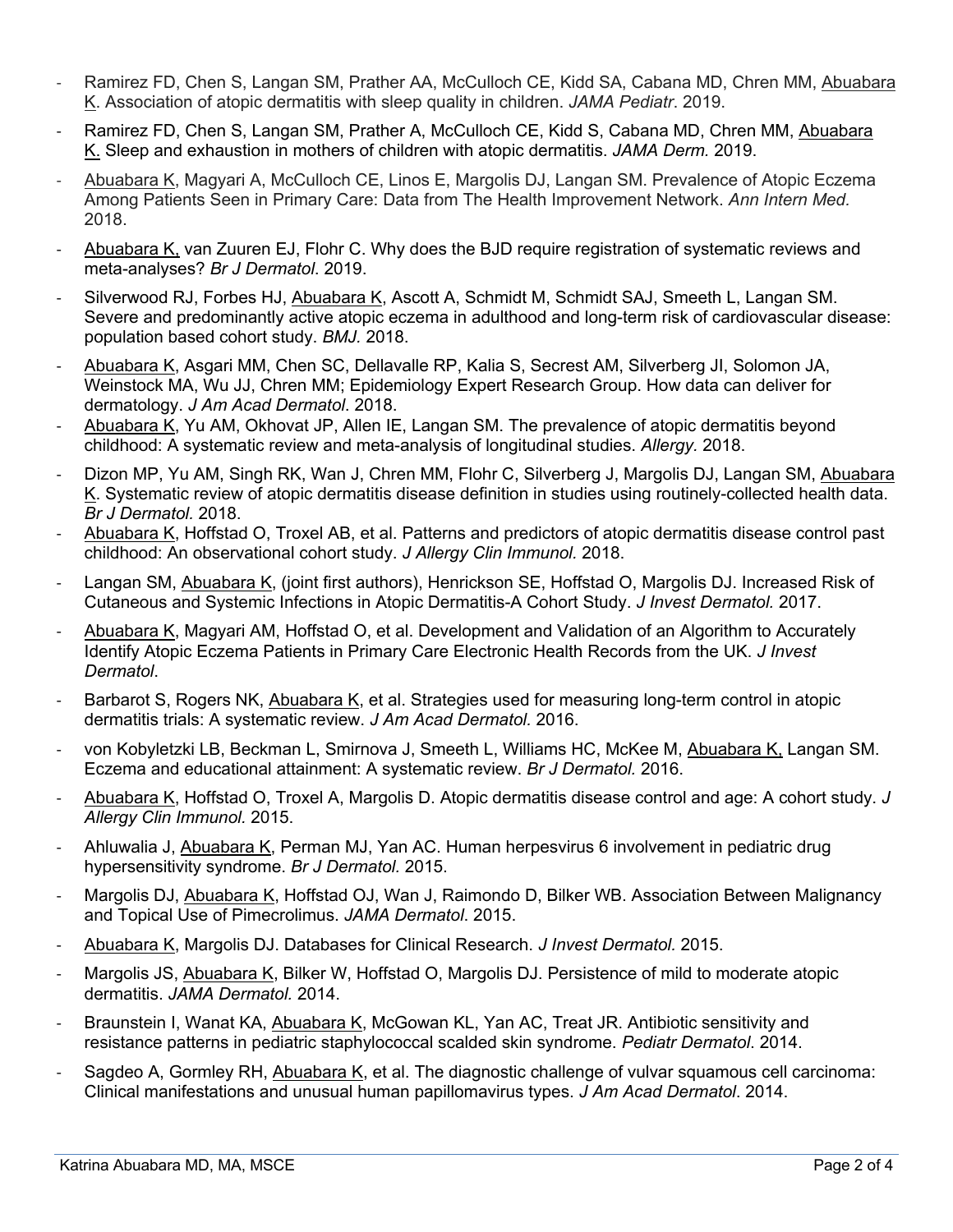- Ramirez FD, Chen S, Langan SM, Prather AA, McCulloch CE, Kidd SA, Cabana MD, Chren MM, Abuabara K. Association of atopic dermatitis with sleep quality in children. *JAMA Pediatr*. 2019.
- Ramirez FD, Chen S, Langan SM, Prather A, McCulloch CE, Kidd S, Cabana MD, Chren MM, Abuabara K. Sleep and exhaustion in mothers of children with atopic dermatitis. *JAMA Derm.* 2019.
- Abuabara K, Magyari A, McCulloch CE, Linos E, Margolis DJ, Langan SM. Prevalence of Atopic Eczema Among Patients Seen in Primary Care: Data from The Health Improvement Network. *Ann Intern Med.* 2018.
- Abuabara K, van Zuuren EJ, Flohr C. Why does the BJD require registration of systematic reviews and meta-analyses? *Br J Dermatol*. 2019.
- Silverwood RJ, Forbes HJ, Abuabara K, Ascott A, Schmidt M, Schmidt SAJ, Smeeth L, Langan SM. Severe and predominantly active atopic eczema in adulthood and long-term risk of cardiovascular disease: population based cohort study. *BMJ.* 2018.
- Abuabara K, Asgari MM, Chen SC, Dellavalle RP, Kalia S, Secrest AM, Silverberg JI, Solomon JA, Weinstock MA, Wu JJ, Chren MM; Epidemiology Expert Research Group. How data can deliver for dermatology. *J Am Acad Dermatol*. 2018.
- Abuabara K, Yu AM, Okhovat JP, Allen IE, Langan SM. The prevalence of atopic dermatitis beyond childhood: A systematic review and meta-analysis of longitudinal studies. *Allergy.* 2018.
- Dizon MP, Yu AM, Singh RK, Wan J, Chren MM, Flohr C, Silverberg J, Margolis DJ, Langan SM, Abuabara K. Systematic review of atopic dermatitis disease definition in studies using routinely-collected health data. *Br J Dermatol.* 2018.
- Abuabara K, Hoffstad O, Troxel AB, et al. Patterns and predictors of atopic dermatitis disease control past childhood: An observational cohort study. *J Allergy Clin Immunol.* 2018.
- Langan SM, Abuabara K, (joint first authors), Henrickson SE, Hoffstad O, Margolis DJ. Increased Risk of Cutaneous and Systemic Infections in Atopic Dermatitis-A Cohort Study. *J Invest Dermatol.* 2017.
- Abuabara K, Magyari AM, Hoffstad O, et al. Development and Validation of an Algorithm to Accurately Identify Atopic Eczema Patients in Primary Care Electronic Health Records from the UK. *J Invest Dermatol*.
- Barbarot S, Rogers NK, Abuabara K, et al. Strategies used for measuring long-term control in atopic dermatitis trials: A systematic review. *J Am Acad Dermatol.* 2016.
- von Kobyletzki LB, Beckman L, Smirnova J, Smeeth L, Williams HC, McKee M, Abuabara K, Langan SM. Eczema and educational attainment: A systematic review. *Br J Dermatol.* 2016.
- Abuabara K, Hoffstad O, Troxel A, Margolis D. Atopic dermatitis disease control and age: A cohort study. *J Allergy Clin Immunol.* 2015.
- Ahluwalia J, Abuabara K, Perman MJ, Yan AC. Human herpesvirus 6 involvement in pediatric drug hypersensitivity syndrome. *Br J Dermatol.* 2015.
- Margolis DJ, Abuabara K, Hoffstad OJ, Wan J, Raimondo D, Bilker WB. Association Between Malignancy and Topical Use of Pimecrolimus. *JAMA Dermatol*. 2015.
- Abuabara K, Margolis DJ. Databases for Clinical Research. *J Invest Dermatol.* 2015.
- Margolis JS, Abuabara K, Bilker W, Hoffstad O, Margolis DJ. Persistence of mild to moderate atopic dermatitis. *JAMA Dermatol.* 2014.
- Braunstein I, Wanat KA, Abuabara K, McGowan KL, Yan AC, Treat JR. Antibiotic sensitivity and resistance patterns in pediatric staphylococcal scalded skin syndrome. *Pediatr Dermatol*. 2014.
- Sagdeo A, Gormley RH, Abuabara K, et al. The diagnostic challenge of vulvar squamous cell carcinoma: Clinical manifestations and unusual human papillomavirus types. *J Am Acad Dermatol*. 2014.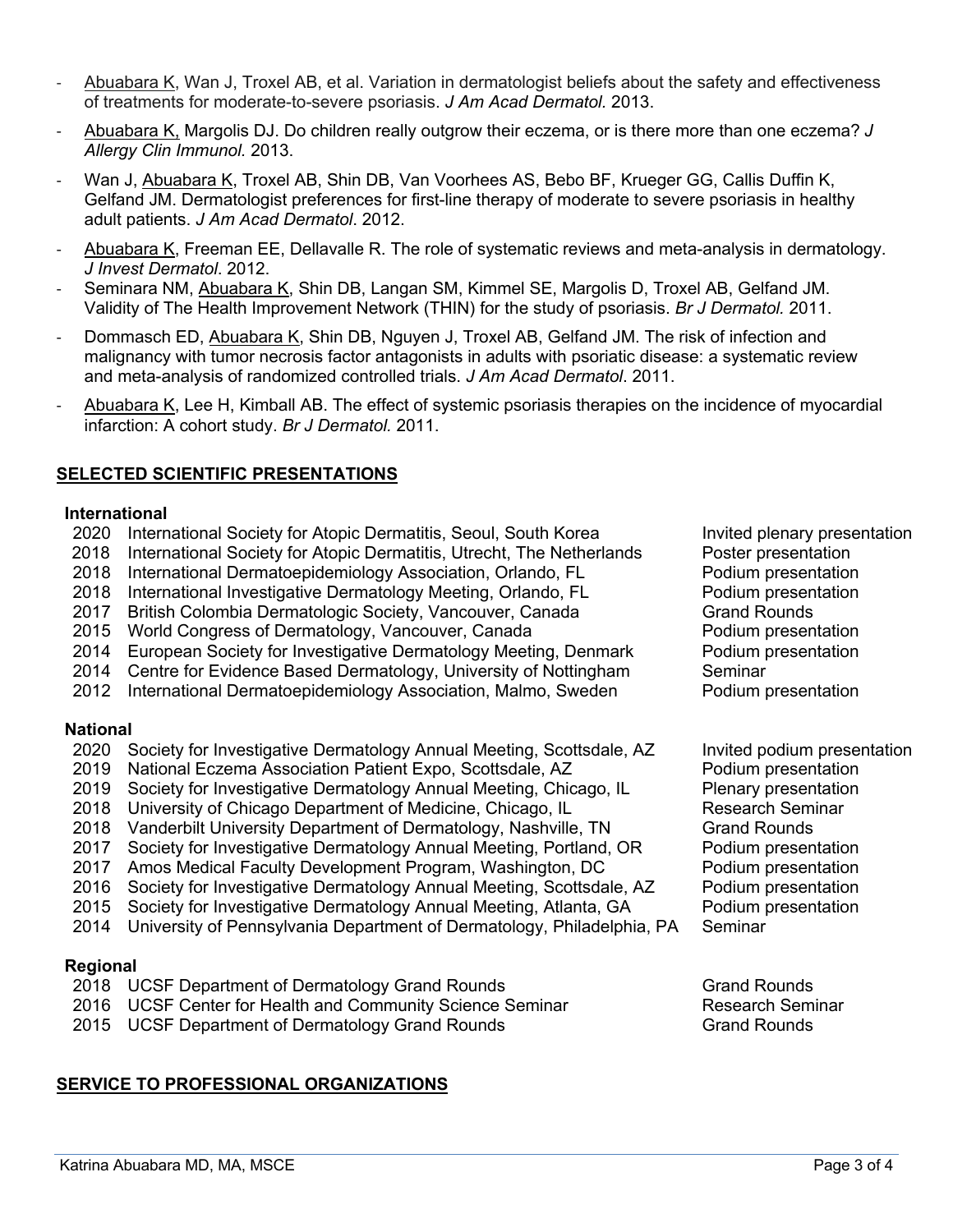- Abuabara K, Wan J, Troxel AB, et al. Variation in dermatologist beliefs about the safety and effectiveness of treatments for moderate-to-severe psoriasis. *J Am Acad Dermatol.* 2013.
- Abuabara K, Margolis DJ. Do children really outgrow their eczema, or is there more than one eczema? *J Allergy Clin Immunol.* 2013.
- Wan J, Abuabara K, Troxel AB, Shin DB, Van Voorhees AS, Bebo BF, Krueger GG, Callis Duffin K, Gelfand JM. Dermatologist preferences for first-line therapy of moderate to severe psoriasis in healthy adult patients. *J Am Acad Dermatol*. 2012.
- Abuabara K, Freeman EE, Dellavalle R. The role of systematic reviews and meta-analysis in dermatology. *J Invest Dermatol*. 2012.
- Seminara NM, Abuabara K, Shin DB, Langan SM, Kimmel SE, Margolis D, Troxel AB, Gelfand JM. Validity of The Health Improvement Network (THIN) for the study of psoriasis. *Br J Dermatol.* 2011.
- Dommasch ED, Abuabara K, Shin DB, Nguyen J, Troxel AB, Gelfand JM. The risk of infection and malignancy with tumor necrosis factor antagonists in adults with psoriatic disease: a systematic review and meta-analysis of randomized controlled trials. *J Am Acad Dermatol*. 2011.
- Abuabara K, Lee H, Kimball AB. The effect of systemic psoriasis therapies on the incidence of myocardial infarction: A cohort study. *Br J Dermatol.* 2011.

## SELECTED SCIENTIFIC PRESENTATIONS

**International**

| | | |
|---|---|---|
| 2020 | International Society for Atopic Dermatitis, Seoul, South Korea | Invited plenary presentation |
| 2018 | International Society for Atopic Dermatitis, Utrecht, The Netherlands | Poster presentation |
| 2018 | International Dermatoepidemiology Association, Orlando, FL | Podium presentation |
| 2018 | International Investigative Dermatology Meeting, Orlando, FL | Podium presentation |
| 2017 | British Colombia Dermatologic Society, Vancouver, Canada | Grand Rounds |
| 2015 | World Congress of Dermatology, Vancouver, Canada | Podium presentation |
| 2014 | European Society for Investigative Dermatology Meeting, Denmark | Podium presentation |
| 2014 | Centre for Evidence Based Dermatology, University of Nottingham | Seminar |
| 2012 | International Dermatoepidemiology Association, Malmo, Sweden | Podium presentation |

**National**

| | | |
|---|---|---|
| 2020 | Society for Investigative Dermatology Annual Meeting, Scottsdale, AZ | Invited podium presentation |
| 2019 | National Eczema Association Patient Expo, Scottsdale, AZ | Podium presentation |
| 2019 | Society for Investigative Dermatology Annual Meeting, Chicago, IL | Plenary presentation |
| 2018 | University of Chicago Department of Medicine, Chicago, IL | Research Seminar |
| 2018 | Vanderbilt University Department of Dermatology, Nashville, TN | Grand Rounds |
| 2017 | Society for Investigative Dermatology Annual Meeting, Portland, OR | Podium presentation |
| 2017 | Amos Medical Faculty Development Program, Washington, DC | Podium presentation |
| 2016 | Society for Investigative Dermatology Annual Meeting, Scottsdale, AZ | Podium presentation |
| 2015 | Society for Investigative Dermatology Annual Meeting, Atlanta, GA | Podium presentation |
| 2014 | University of Pennsylvania Department of Dermatology, Philadelphia, PA | Seminar |

**Regional**

| | | |
|---|---|---|
| 2018 | UCSF Department of Dermatology Grand Rounds | Grand Rounds |
| 2016 | UCSF Center for Health and Community Science Seminar | Research Seminar |
| 2015 | UCSF Department of Dermatology Grand Rounds | Grand Rounds |

## SERVICE TO PROFESSIONAL ORGANIZATIONS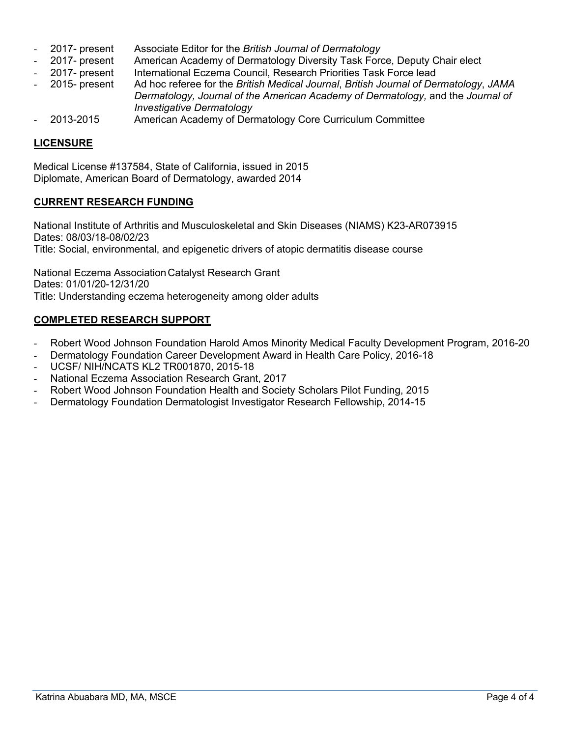- 2017- present Associate Editor for the *British Journal of Dermatology*
- 2017- present American Academy of Dermatology Diversity Task Force, Deputy Chair elect
- 2017- present International Eczema Council, Research Priorities Task Force lead
- 2015- present Ad hoc referee for the *British Medical Journal*, *British Journal of Dermatology*, *JAMA Dermatology, Journal of the American Academy of Dermatology,* and the *Journal of Investigative Dermatology*
- 2013-2015 American Academy of Dermatology Core Curriculum Committee

## LICENSURE

Medical License #137584, State of California, issued in 2015
Diplomate, American Board of Dermatology, awarded 2014

## CURRENT RESEARCH FUNDING

National Institute of Arthritis and Musculoskeletal and Skin Diseases (NIAMS) K23-AR073915
Dates: 08/03/18-08/02/23
Title: Social, environmental, and epigenetic drivers of atopic dermatitis disease course

National Eczema Association Catalyst Research Grant
Dates: 01/01/20-12/31/20
Title: Understanding eczema heterogeneity among older adults

## COMPLETED RESEARCH SUPPORT

- Robert Wood Johnson Foundation Harold Amos Minority Medical Faculty Development Program, 2016-20
- Dermatology Foundation Career Development Award in Health Care Policy, 2016-18
- UCSF/ NIH/NCATS KL2 TR001870, 2015-18
- National Eczema Association Research Grant, 2017
- Robert Wood Johnson Foundation Health and Society Scholars Pilot Funding, 2015
- Dermatology Foundation Dermatologist Investigator Research Fellowship, 2014-15